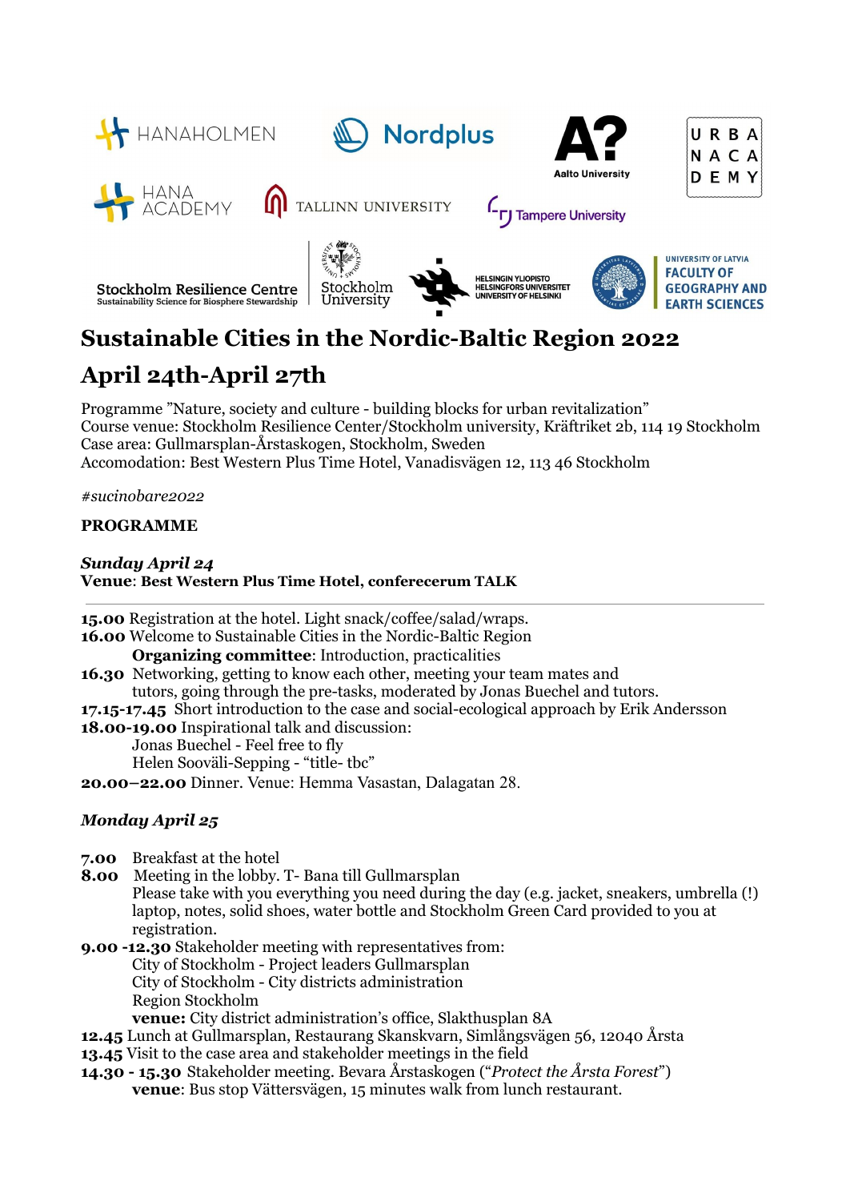# Sustainable Cities in the Nordic-Baltic Region 2022

# April 24th-April 27th

Programme ”Nature, society and culture - building blocks for urban revitalization”
Course venue: Stockholm Resilience Center/Stockholm university, Kräftriket 2b, 114 19 Stockholm
Case area: Gullmarsplan-Årstaskogen, Stockholm, Sweden
Accomodation: Best Western Plus Time Hotel, Vanadisvägen 12, 113 46 Stockholm

*#sucinobare2022*

**PROGRAMME**

***Sunday April 24***
**Venue**: **Best Western Plus Time Hotel, conferecerum TALK**

---

**15.00** Registration at the hotel. Light snack/coffee/salad/wraps.
**16.00** Welcome to Sustainable Cities in the Nordic-Baltic Region
  **Organizing committee**: Introduction, practicalities
**16.30** Networking, getting to know each other, meeting your team mates and tutors, going through the pre-tasks, moderated by Jonas Buechel and tutors.
**17.15-17.45** Short introduction to the case and social-ecological approach by Erik Andersson
**18.00-19.00** Inspirational talk and discussion:
  Jonas Buechel - Feel free to fly
  Helen Sooväli-Sepping - “title- tbc”
**20.00–22.00** Dinner. Venue: Hemma Vasastan, Dalagatan 28.

***Monday April 25***

**7.00** Breakfast at the hotel
**8.00** Meeting in the lobby. T- Bana till Gullmarsplan
  Please take with you everything you need during the day (e.g. jacket, sneakers, umbrella (!) laptop, notes, solid shoes, water bottle and Stockholm Green Card provided to you at registration.
**9.00 -12.30** Stakeholder meeting with representatives from:
  City of Stockholm - Project leaders Gullmarsplan
  City of Stockholm - City districts administration
  Region Stockholm
  **venue:** City district administration’s office, Slakthusplan 8A
**12.45** Lunch at Gullmarsplan, Restaurang Skanskvarn, Simlångsvägen 56, 12040 Årsta
**13.45** Visit to the case area and stakeholder meetings in the field
**14.30 - 15.30** Stakeholder meeting. Bevara Årstaskogen (“*Protect the Årsta Forest*”)
  **venue**: Bus stop Vättersvägen, 15 minutes walk from lunch restaurant.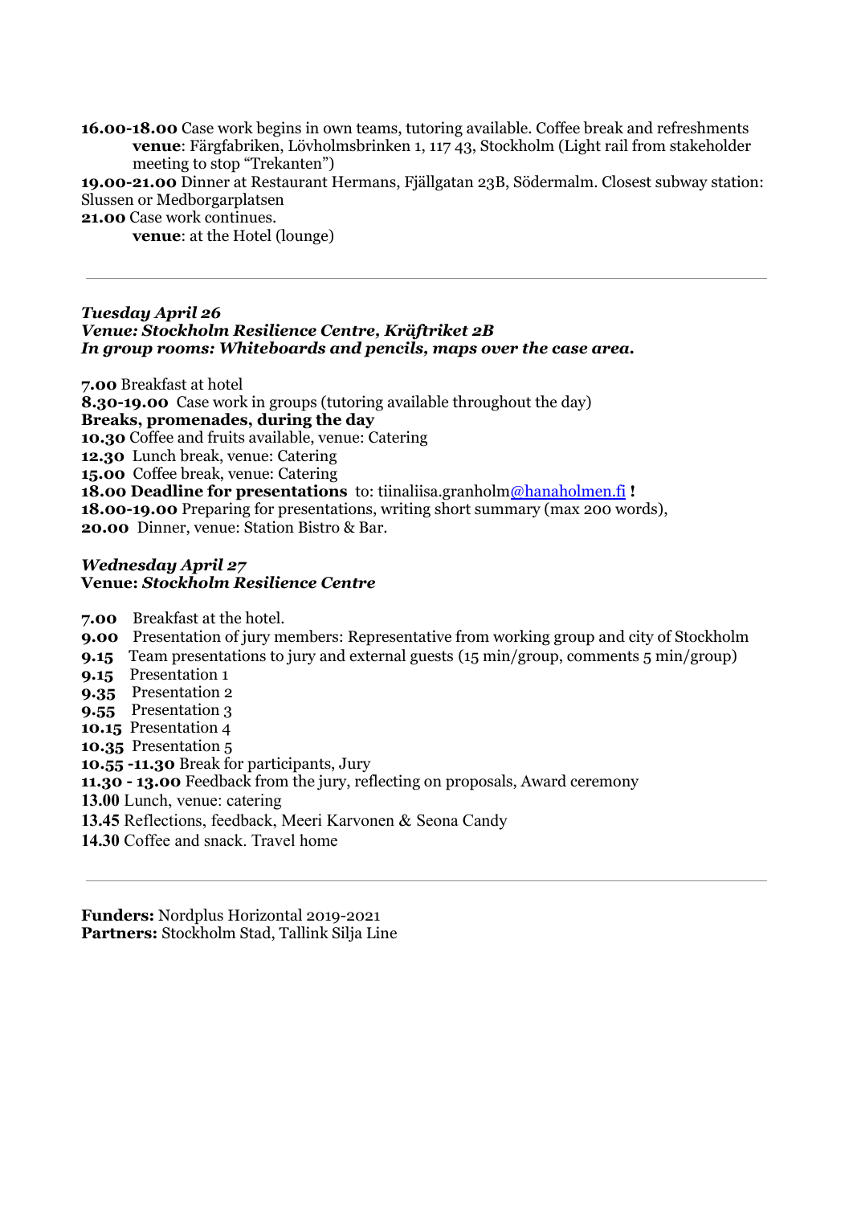**16.00-18.00** Case work begins in own teams, tutoring available. Coffee break and refreshments
**venue**: Färgfabriken, Lövholmsbrinken 1, 117 43, Stockholm (Light rail from stakeholder meeting to stop "Trekanten")
**19.00-21.00** Dinner at Restaurant Hermans, Fjällgatan 23B, Södermalm. Closest subway station: Slussen or Medborgarplatsen
**21.00** Case work continues.
**venue**: at the Hotel (lounge)

---

***Tuesday April 26***
***Venue: Stockholm Resilience Centre, Kräftriket 2B***
***In group rooms: Whiteboards and pencils, maps over the case area.***

**7.00** Breakfast at hotel
**8.30-19.00** Case work in groups (tutoring available throughout the day)
**Breaks, promenades, during the day**
**10.30** Coffee and fruits available, venue: Catering
**12.30** Lunch break, venue: Catering
**15.00** Coffee break, venue: Catering
**18.00 Deadline for presentations** to: tiinaliisa.granholm@hanaholmen.fi **!**
**18.00-19.00** Preparing for presentations, writing short summary (max 200 words),
**20.00** Dinner, venue: Station Bistro & Bar.

***Wednesday April 27***
**Venue:** ***Stockholm Resilience Centre***

**7.00** Breakfast at the hotel.
**9.00** Presentation of jury members: Representative from working group and city of Stockholm
**9.15** Team presentations to jury and external guests (15 min/group, comments 5 min/group)
**9.15** Presentation 1
**9.35** Presentation 2
**9.55** Presentation 3
**10.15** Presentation 4
**10.35** Presentation 5
**10.55 -11.30** Break for participants, Jury
**11.30 - 13.00** Feedback from the jury, reflecting on proposals, Award ceremony
**13.00** Lunch, venue: catering
**13.45** Reflections, feedback, Meeri Karvonen & Seona Candy
**14.30** Coffee and snack. Travel home

---

**Funders:** Nordplus Horizontal 2019-2021
**Partners:** Stockholm Stad, Tallink Silja Line